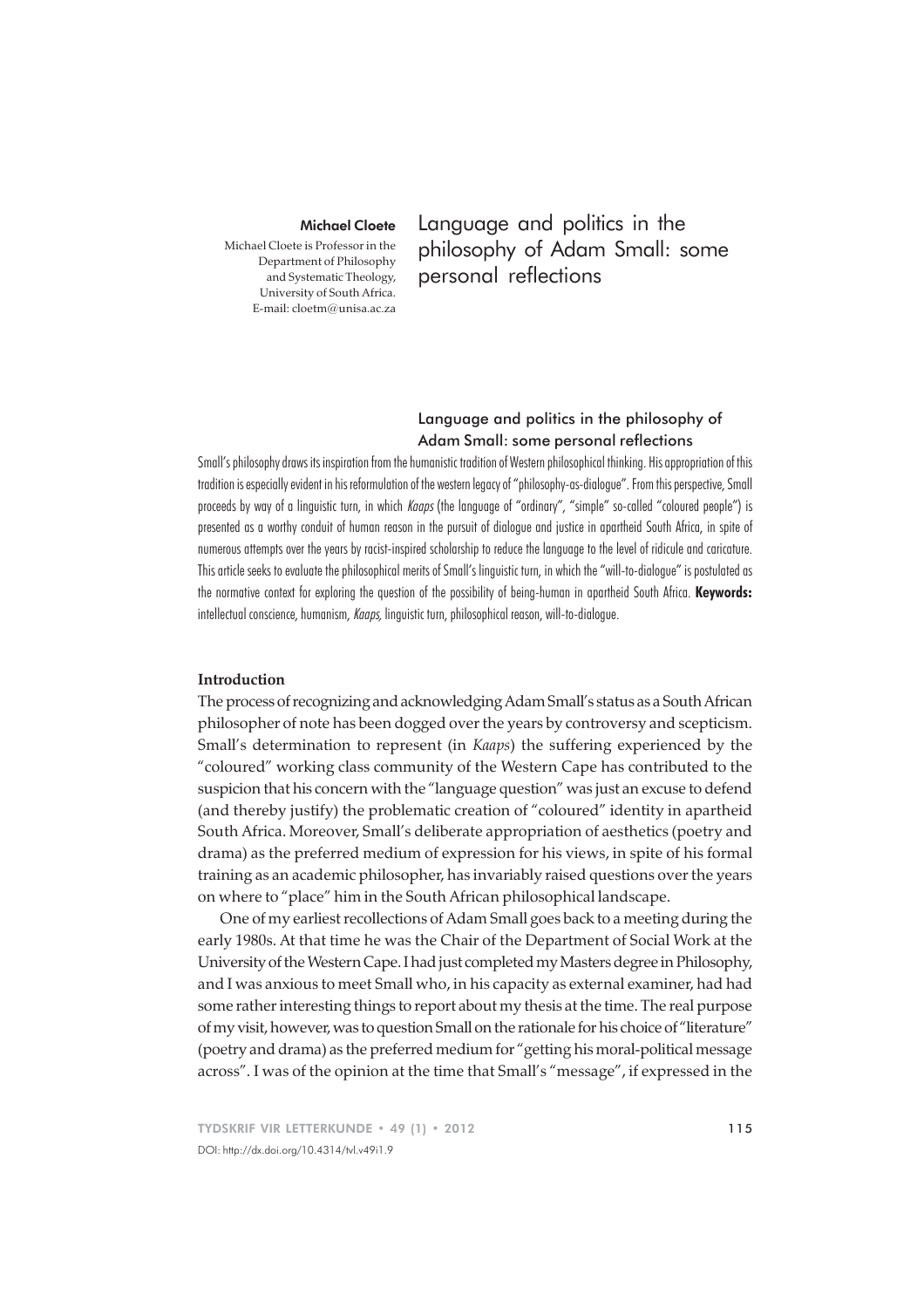**Michael Cloete**

Michael Cloete is Professor in the Department of Philosophy and Systematic Theology, University of South Africa.
E-mail: cloetm@unisa.ac.za

# Language and politics in the philosophy of Adam Small: some personal reflections

## Language and politics in the philosophy of Adam Small: some personal reflections

Small's philosophy draws its inspiration from the humanistic tradition of Western philosophical thinking. His appropriation of this tradition is especially evident in his reformulation of the western legacy of "philosophy-as-dialogue". From this perspective, Small proceeds by way of a linguistic turn, in which *Kaaps* (the language of "ordinary", "simple" so-called "coloured people") is presented as a worthy conduit of human reason in the pursuit of dialogue and justice in apartheid South Africa, in spite of numerous attempts over the years by racist-inspired scholarship to reduce the language to the level of ridicule and caricature. This article seeks to evaluate the philosophical merits of Small's linguistic turn, in which the "will-to-dialogue" is postulated as the normative context for exploring the question of the possibility of being-human in apartheid South Africa. **Keywords:** intellectual conscience, humanism, *Kaaps*, linguistic turn, philosophical reason, will-to-dialogue.

### Introduction

The process of recognizing and acknowledging Adam Small's status as a South African philosopher of note has been dogged over the years by controversy and scepticism. Small's determination to represent (in *Kaaps*) the suffering experienced by the "coloured" working class community of the Western Cape has contributed to the suspicion that his concern with the "language question" was just an excuse to defend (and thereby justify) the problematic creation of "coloured" identity in apartheid South Africa. Moreover, Small's deliberate appropriation of aesthetics (poetry and drama) as the preferred medium of expression for his views, in spite of his formal training as an academic philosopher, has invariably raised questions over the years on where to "place" him in the South African philosophical landscape.

One of my earliest recollections of Adam Small goes back to a meeting during the early 1980s. At that time he was the Chair of the Department of Social Work at the University of the Western Cape. I had just completed my Masters degree in Philosophy, and I was anxious to meet Small who, in his capacity as external examiner, had had some rather interesting things to report about my thesis at the time. The real purpose of my visit, however, was to question Small on the rationale for his choice of "literature" (poetry and drama) as the preferred medium for "getting his moral-political message across". I was of the opinion at the time that Small's "message", if expressed in the

DOI: http://dx.doi.org/10.4314/tvl.v49i1.9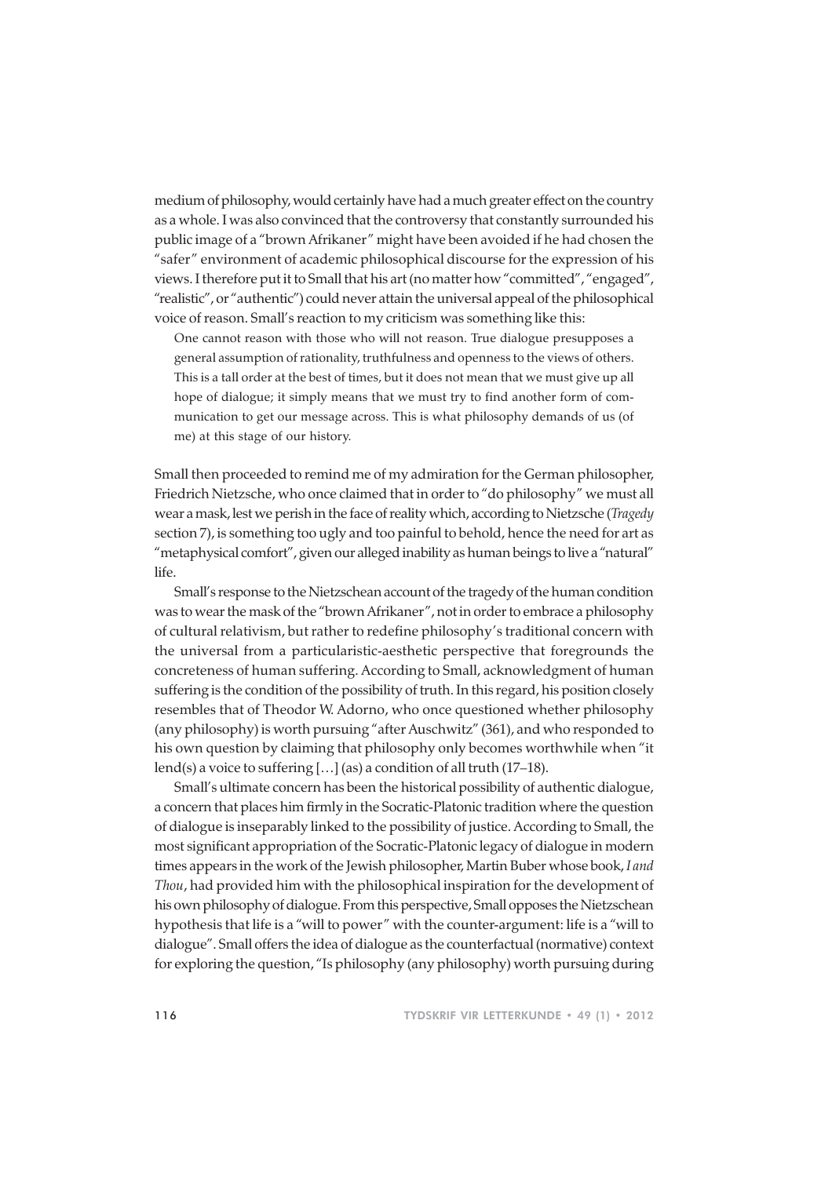medium of philosophy, would certainly have had a much greater effect on the country as a whole. I was also convinced that the controversy that constantly surrounded his public image of a "brown Afrikaner" might have been avoided if he had chosen the "safer" environment of academic philosophical discourse for the expression of his views. I therefore put it to Small that his art (no matter how "committed", "engaged", "realistic", or "authentic") could never attain the universal appeal of the philosophical voice of reason. Small's reaction to my criticism was something like this:

> One cannot reason with those who will not reason. True dialogue presupposes a general assumption of rationality, truthfulness and openness to the views of others. This is a tall order at the best of times, but it does not mean that we must give up all hope of dialogue; it simply means that we must try to find another form of communication to get our message across. This is what philosophy demands of us (of me) at this stage of our history.

Small then proceeded to remind me of my admiration for the German philosopher, Friedrich Nietzsche, who once claimed that in order to "do philosophy" we must all wear a mask, lest we perish in the face of reality which, according to Nietzsche (*Tragedy* section 7), is something too ugly and too painful to behold, hence the need for art as "metaphysical comfort", given our alleged inability as human beings to live a "natural" life.

Small's response to the Nietzschean account of the tragedy of the human condition was to wear the mask of the "brown Afrikaner", not in order to embrace a philosophy of cultural relativism, but rather to redefine philosophy's traditional concern with the universal from a particularistic-aesthetic perspective that foregrounds the concreteness of human suffering. According to Small, acknowledgment of human suffering is the condition of the possibility of truth. In this regard, his position closely resembles that of Theodor W. Adorno, who once questioned whether philosophy (any philosophy) is worth pursuing "after Auschwitz" (361), and who responded to his own question by claiming that philosophy only becomes worthwhile when "it lend(s) a voice to suffering […] (as) a condition of all truth (17–18).

Small's ultimate concern has been the historical possibility of authentic dialogue, a concern that places him firmly in the Socratic-Platonic tradition where the question of dialogue is inseparably linked to the possibility of justice. According to Small, the most significant appropriation of the Socratic-Platonic legacy of dialogue in modern times appears in the work of the Jewish philosopher, Martin Buber whose book, *I and Thou*, had provided him with the philosophical inspiration for the development of his own philosophy of dialogue. From this perspective, Small opposes the Nietzschean hypothesis that life is a "will to power" with the counter-argument: life is a "will to dialogue". Small offers the idea of dialogue as the counterfactual (normative) context for exploring the question, "Is philosophy (any philosophy) worth pursuing during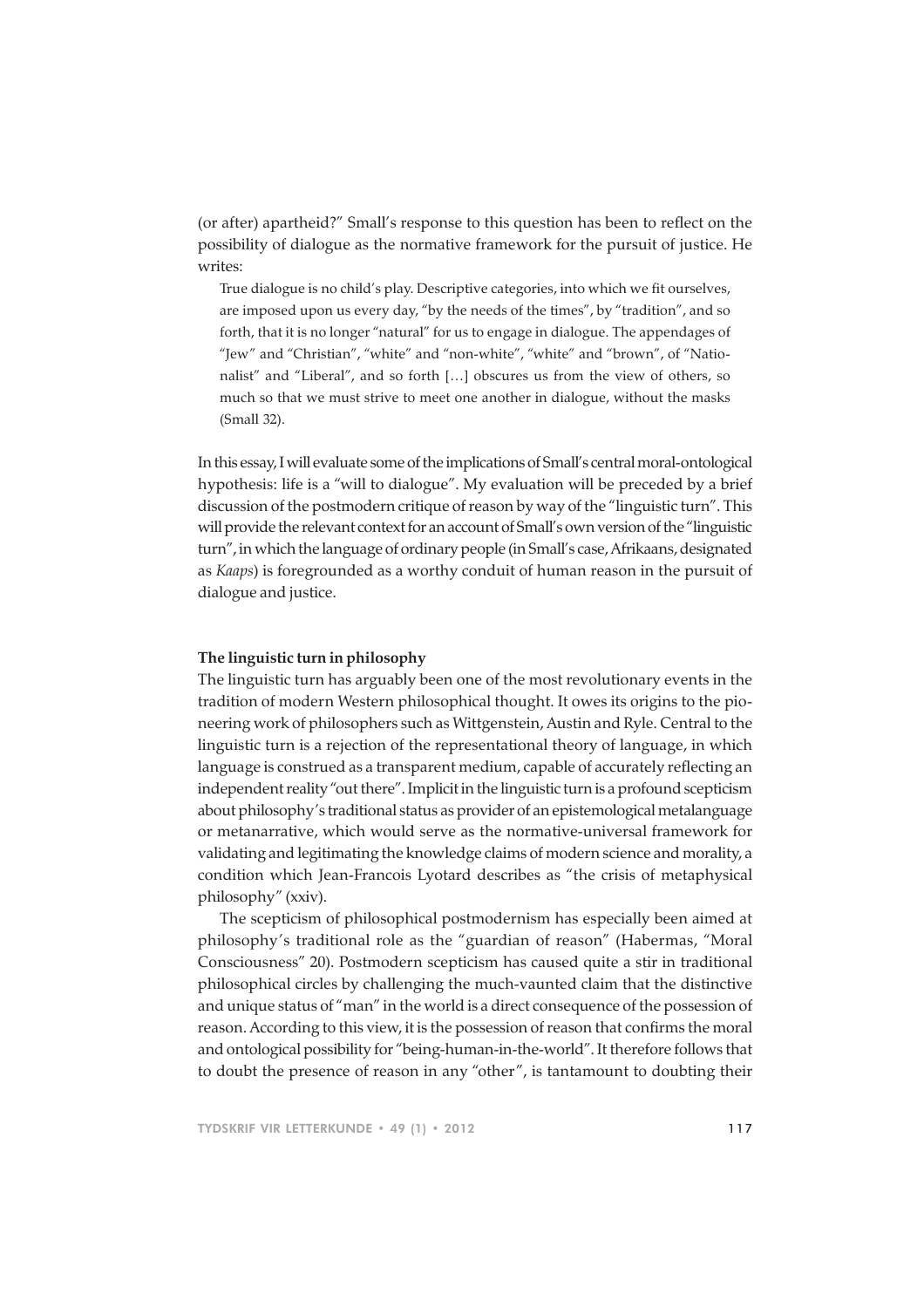(or after) apartheid?" Small's response to this question has been to reflect on the possibility of dialogue as the normative framework for the pursuit of justice. He writes:

> True dialogue is no child's play. Descriptive categories, into which we fit ourselves, are imposed upon us every day, "by the needs of the times", by "tradition", and so forth, that it is no longer "natural" for us to engage in dialogue. The appendages of "Jew" and "Christian", "white" and "non-white", "white" and "brown", of "Nationalist" and "Liberal", and so forth […] obscures us from the view of others, so much so that we must strive to meet one another in dialogue, without the masks (Small 32).

In this essay, I will evaluate some of the implications of Small's central moral-ontological hypothesis: life is a "will to dialogue". My evaluation will be preceded by a brief discussion of the postmodern critique of reason by way of the "linguistic turn". This will provide the relevant context for an account of Small's own version of the "linguistic turn", in which the language of ordinary people (in Small's case, Afrikaans, designated as *Kaaps*) is foregrounded as a worthy conduit of human reason in the pursuit of dialogue and justice.

**The linguistic turn in philosophy**

The linguistic turn has arguably been one of the most revolutionary events in the tradition of modern Western philosophical thought. It owes its origins to the pioneering work of philosophers such as Wittgenstein, Austin and Ryle. Central to the linguistic turn is a rejection of the representational theory of language, in which language is construed as a transparent medium, capable of accurately reflecting an independent reality "out there". Implicit in the linguistic turn is a profound scepticism about philosophy's traditional status as provider of an epistemological metalanguage or metanarrative, which would serve as the normative-universal framework for validating and legitimating the knowledge claims of modern science and morality, a condition which Jean-Francois Lyotard describes as "the crisis of metaphysical philosophy" (xxiv).

The scepticism of philosophical postmodernism has especially been aimed at philosophy's traditional role as the "guardian of reason" (Habermas, "Moral Consciousness" 20). Postmodern scepticism has caused quite a stir in traditional philosophical circles by challenging the much-vaunted claim that the distinctive and unique status of "man" in the world is a direct consequence of the possession of reason. According to this view, it is the possession of reason that confirms the moral and ontological possibility for "being-human-in-the-world". It therefore follows that to doubt the presence of reason in any "other", is tantamount to doubting their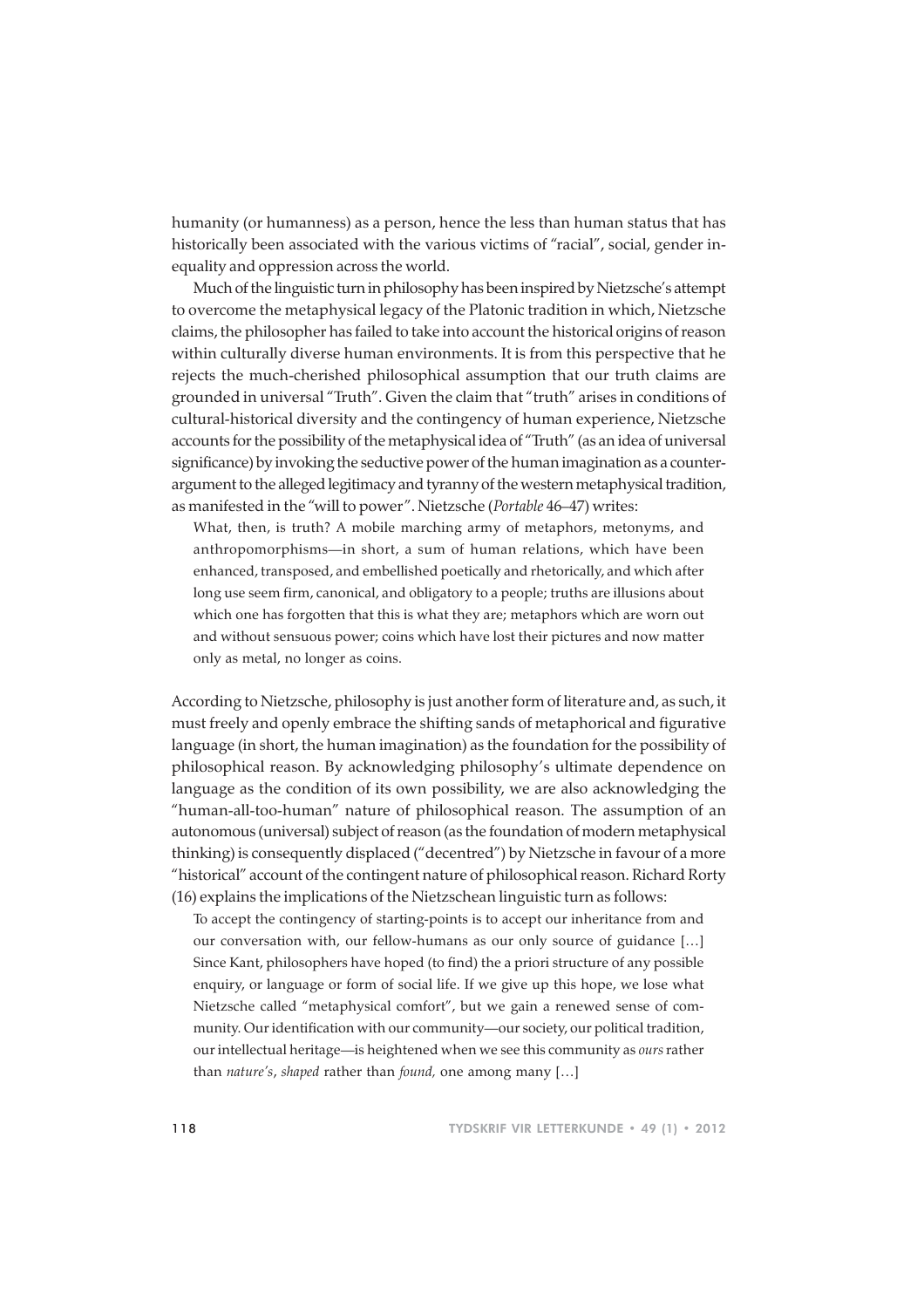humanity (or humanness) as a person, hence the less than human status that has historically been associated with the various victims of "racial", social, gender inequality and oppression across the world.

Much of the linguistic turn in philosophy has been inspired by Nietzsche's attempt to overcome the metaphysical legacy of the Platonic tradition in which, Nietzsche claims, the philosopher has failed to take into account the historical origins of reason within culturally diverse human environments. It is from this perspective that he rejects the much-cherished philosophical assumption that our truth claims are grounded in universal "Truth". Given the claim that "truth" arises in conditions of cultural-historical diversity and the contingency of human experience, Nietzsche accounts for the possibility of the metaphysical idea of "Truth" (as an idea of universal significance) by invoking the seductive power of the human imagination as a counter-argument to the alleged legitimacy and tyranny of the western metaphysical tradition, as manifested in the "will to power". Nietzsche (*Portable* 46–47) writes:

> What, then, is truth? A mobile marching army of metaphors, metonyms, and anthropomorphisms—in short, a sum of human relations, which have been enhanced, transposed, and embellished poetically and rhetorically, and which after long use seem firm, canonical, and obligatory to a people; truths are illusions about which one has forgotten that this is what they are; metaphors which are worn out and without sensuous power; coins which have lost their pictures and now matter only as metal, no longer as coins.

According to Nietzsche, philosophy is just another form of literature and, as such, it must freely and openly embrace the shifting sands of metaphorical and figurative language (in short, the human imagination) as the foundation for the possibility of philosophical reason. By acknowledging philosophy's ultimate dependence on language as the condition of its own possibility, we are also acknowledging the "human-all-too-human" nature of philosophical reason. The assumption of an autonomous (universal) subject of reason (as the foundation of modern metaphysical thinking) is consequently displaced ("decentred") by Nietzsche in favour of a more "historical" account of the contingent nature of philosophical reason. Richard Rorty (16) explains the implications of the Nietzschean linguistic turn as follows:

> To accept the contingency of starting-points is to accept our inheritance from and our conversation with, our fellow-humans as our only source of guidance […] Since Kant, philosophers have hoped (to find) the a priori structure of any possible enquiry, or language or form of social life. If we give up this hope, we lose what Nietzsche called "metaphysical comfort", but we gain a renewed sense of community. Our identification with our community—our society, our political tradition, our intellectual heritage—is heightened when we see this community as *ours* rather than *nature's*, *shaped* rather than *found*, one among many […]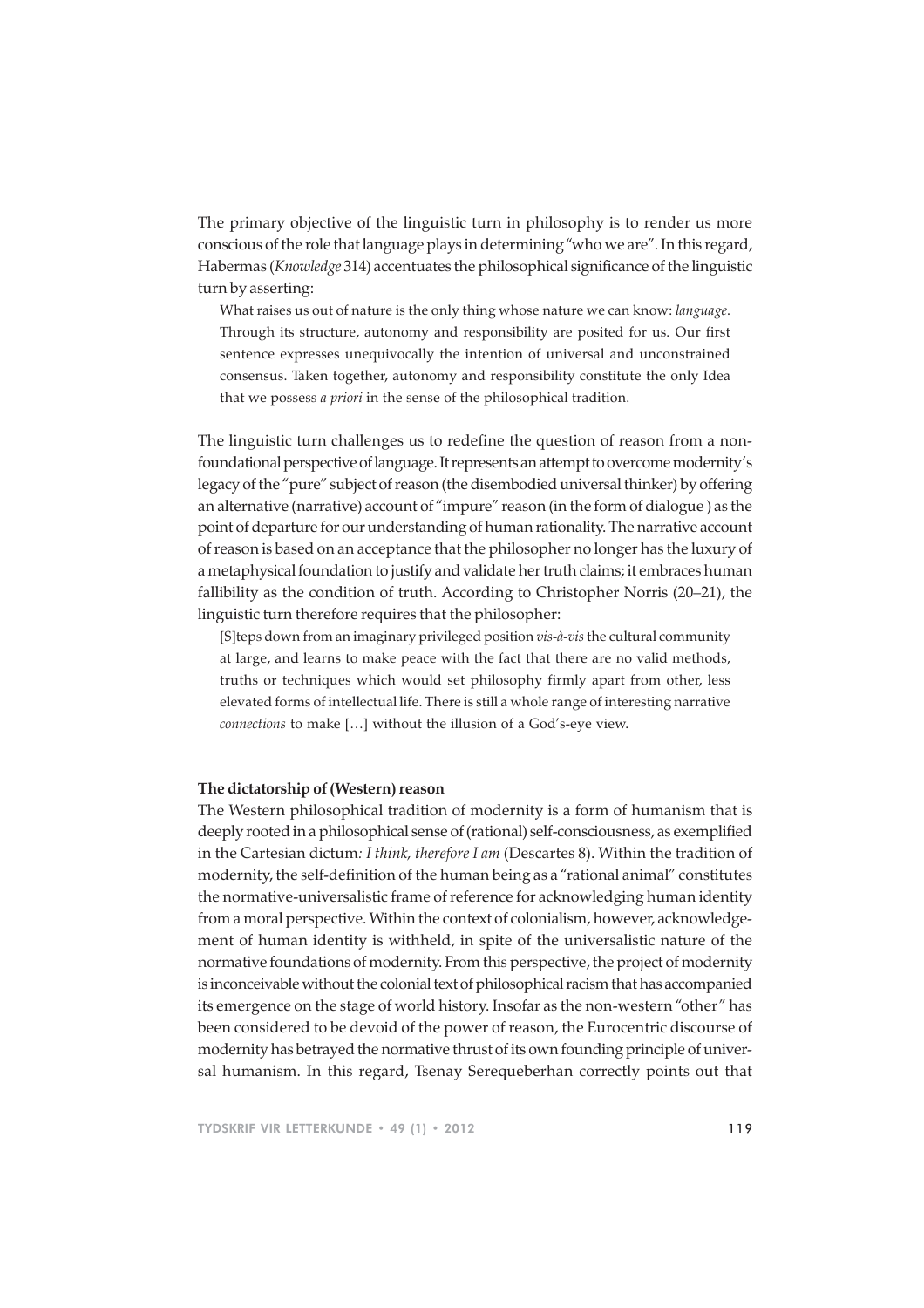The primary objective of the linguistic turn in philosophy is to render us more conscious of the role that language plays in determining "who we are". In this regard, Habermas (*Knowledge* 314) accentuates the philosophical significance of the linguistic turn by asserting:

> What raises us out of nature is the only thing whose nature we can know: *language*. Through its structure, autonomy and responsibility are posited for us. Our first sentence expresses unequivocally the intention of universal and unconstrained consensus. Taken together, autonomy and responsibility constitute the only Idea that we possess *a priori* in the sense of the philosophical tradition.

The linguistic turn challenges us to redefine the question of reason from a non-foundational perspective of language. It represents an attempt to overcome modernity's legacy of the "pure" subject of reason (the disembodied universal thinker) by offering an alternative (narrative) account of "impure" reason (in the form of dialogue ) as the point of departure for our understanding of human rationality. The narrative account of reason is based on an acceptance that the philosopher no longer has the luxury of a metaphysical foundation to justify and validate her truth claims; it embraces human fallibility as the condition of truth. According to Christopher Norris (20–21), the linguistic turn therefore requires that the philosopher:

> [S]teps down from an imaginary privileged position *vis-à-vis* the cultural community at large, and learns to make peace with the fact that there are no valid methods, truths or techniques which would set philosophy firmly apart from other, less elevated forms of intellectual life. There is still a whole range of interesting narrative *connections* to make […] without the illusion of a God's-eye view.

**The dictatorship of (Western) reason**

The Western philosophical tradition of modernity is a form of humanism that is deeply rooted in a philosophical sense of (rational) self-consciousness, as exemplified in the Cartesian dictum*: I think, therefore I am* (Descartes 8). Within the tradition of modernity, the self-definition of the human being as a "rational animal" constitutes the normative-universalistic frame of reference for acknowledging human identity from a moral perspective. Within the context of colonialism, however, acknowledgement of human identity is withheld, in spite of the universalistic nature of the normative foundations of modernity. From this perspective, the project of modernity is inconceivable without the colonial text of philosophical racism that has accompanied its emergence on the stage of world history. Insofar as the non-western "other" has been considered to be devoid of the power of reason, the Eurocentric discourse of modernity has betrayed the normative thrust of its own founding principle of universal humanism. In this regard, Tsenay Serequeberhan correctly points out that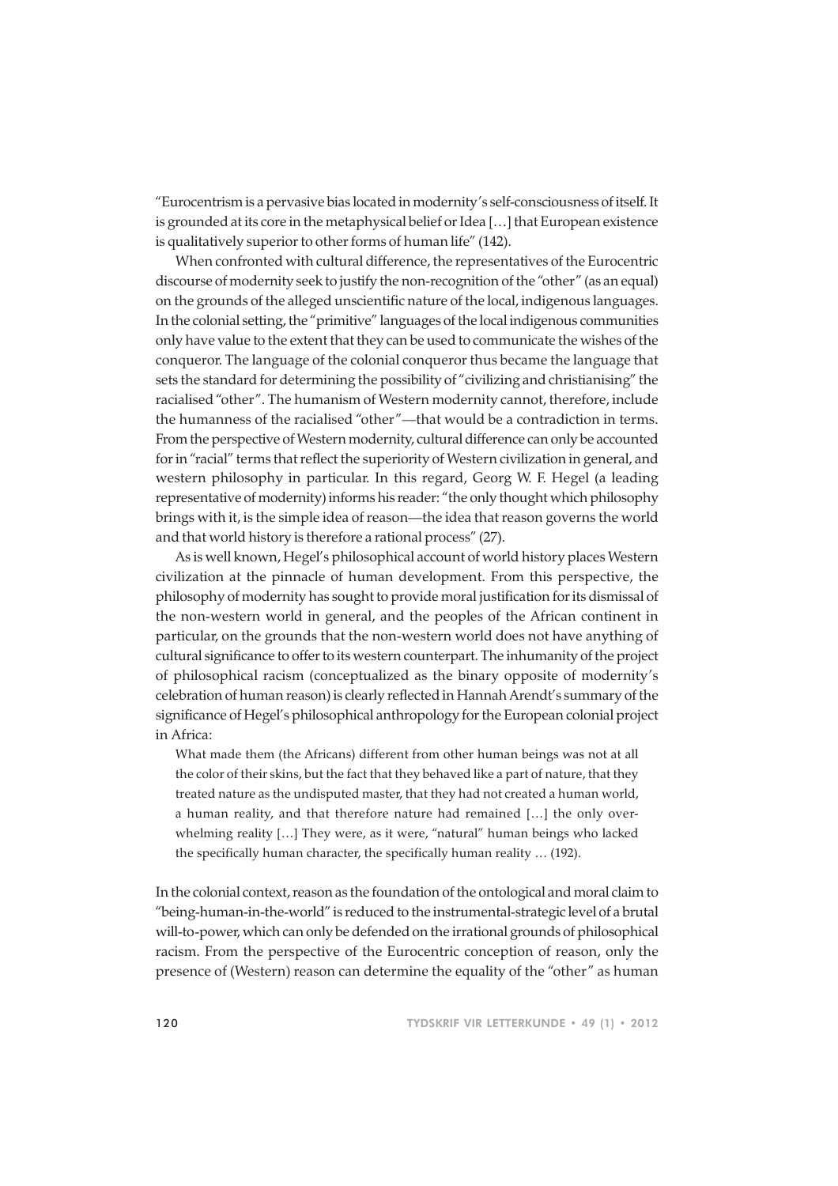"Eurocentrism is a pervasive bias located in modernity's self-consciousness of itself. It is grounded at its core in the metaphysical belief or Idea […] that European existence is qualitatively superior to other forms of human life" (142).

When confronted with cultural difference, the representatives of the Eurocentric discourse of modernity seek to justify the non-recognition of the "other" (as an equal) on the grounds of the alleged unscientific nature of the local, indigenous languages. In the colonial setting, the "primitive" languages of the local indigenous communities only have value to the extent that they can be used to communicate the wishes of the conqueror. The language of the colonial conqueror thus became the language that sets the standard for determining the possibility of "civilizing and christianising" the racialised "other". The humanism of Western modernity cannot, therefore, include the humanness of the racialised "other"—that would be a contradiction in terms. From the perspective of Western modernity, cultural difference can only be accounted for in "racial" terms that reflect the superiority of Western civilization in general, and western philosophy in particular. In this regard, Georg W. F. Hegel (a leading representative of modernity) informs his reader: "the only thought which philosophy brings with it, is the simple idea of reason—the idea that reason governs the world and that world history is therefore a rational process" (27).

As is well known, Hegel's philosophical account of world history places Western civilization at the pinnacle of human development. From this perspective, the philosophy of modernity has sought to provide moral justification for its dismissal of the non-western world in general, and the peoples of the African continent in particular, on the grounds that the non-western world does not have anything of cultural significance to offer to its western counterpart. The inhumanity of the project of philosophical racism (conceptualized as the binary opposite of modernity's celebration of human reason) is clearly reflected in Hannah Arendt's summary of the significance of Hegel's philosophical anthropology for the European colonial project in Africa:

> What made them (the Africans) different from other human beings was not at all the color of their skins, but the fact that they behaved like a part of nature, that they treated nature as the undisputed master, that they had not created a human world, a human reality, and that therefore nature had remained […] the only overwhelming reality […] They were, as it were, "natural" human beings who lacked the specifically human character, the specifically human reality … (192).

In the colonial context, reason as the foundation of the ontological and moral claim to "being-human-in-the-world" is reduced to the instrumental-strategic level of a brutal will-to-power, which can only be defended on the irrational grounds of philosophical racism. From the perspective of the Eurocentric conception of reason, only the presence of (Western) reason can determine the equality of the "other" as human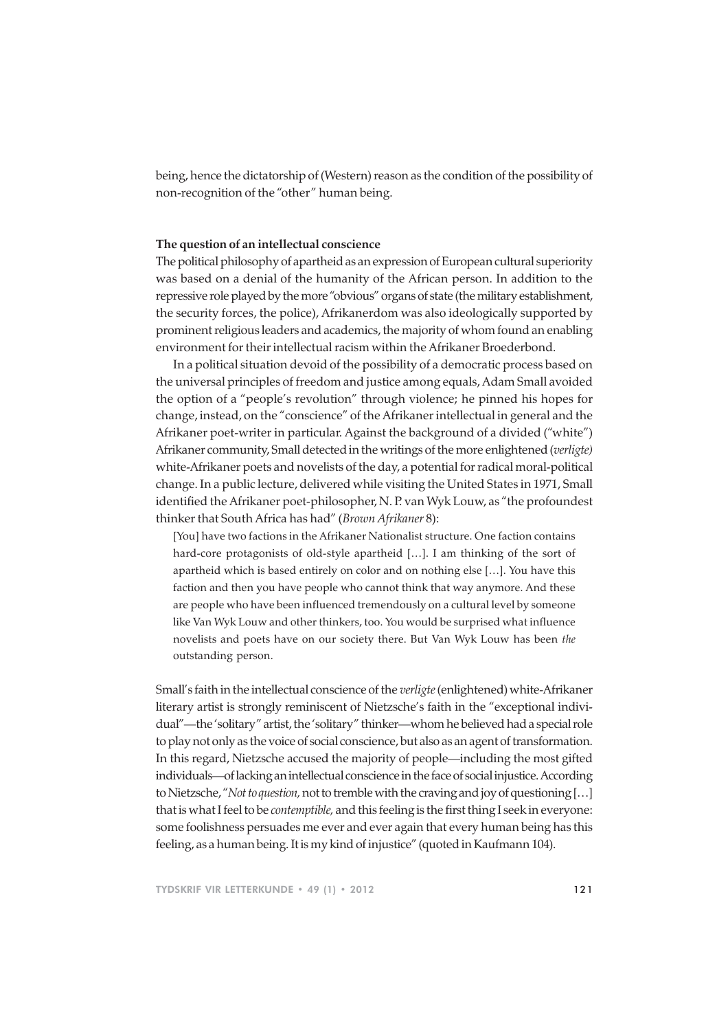being, hence the dictatorship of (Western) reason as the condition of the possibility of non-recognition of the "other" human being.

**The question of an intellectual conscience**

The political philosophy of apartheid as an expression of European cultural superiority was based on a denial of the humanity of the African person. In addition to the repressive role played by the more "obvious" organs of state (the military establishment, the security forces, the police), Afrikanerdom was also ideologically supported by prominent religious leaders and academics, the majority of whom found an enabling environment for their intellectual racism within the Afrikaner Broederbond.

In a political situation devoid of the possibility of a democratic process based on the universal principles of freedom and justice among equals, Adam Small avoided the option of a "people's revolution" through violence; he pinned his hopes for change, instead, on the "conscience" of the Afrikaner intellectual in general and the Afrikaner poet-writer in particular. Against the background of a divided ("white") Afrikaner community, Small detected in the writings of the more enlightened (*verligte)* white-Afrikaner poets and novelists of the day, a potential for radical moral-political change. In a public lecture, delivered while visiting the United States in 1971, Small identified the Afrikaner poet-philosopher, N. P. van Wyk Louw, as "the profoundest thinker that South Africa has had" (*Brown Afrikaner* 8):

> [You] have two factions in the Afrikaner Nationalist structure. One faction contains hard-core protagonists of old-style apartheid […]. I am thinking of the sort of apartheid which is based entirely on color and on nothing else […]. You have this faction and then you have people who cannot think that way anymore. And these are people who have been influenced tremendously on a cultural level by someone like Van Wyk Louw and other thinkers, too. You would be surprised what influence novelists and poets have on our society there. But Van Wyk Louw has been *the* outstanding person.

Small's faith in the intellectual conscience of the *verligte* (enlightened) white-Afrikaner literary artist is strongly reminiscent of Nietzsche's faith in the "exceptional individual"—the 'solitary" artist, the 'solitary" thinker—whom he believed had a special role to play not only as the voice of social conscience, but also as an agent of transformation. In this regard, Nietzsche accused the majority of people—including the most gifted individuals—of lacking an intellectual conscience in the face of social injustice. According to Nietzsche, "*Not to question,* not to tremble with the craving and joy of questioning […] that is what I feel to be *contemptible,* and this feeling is the first thing I seek in everyone: some foolishness persuades me ever and ever again that every human being has this feeling, as a human being. It is my kind of injustice" (quoted in Kaufmann 104).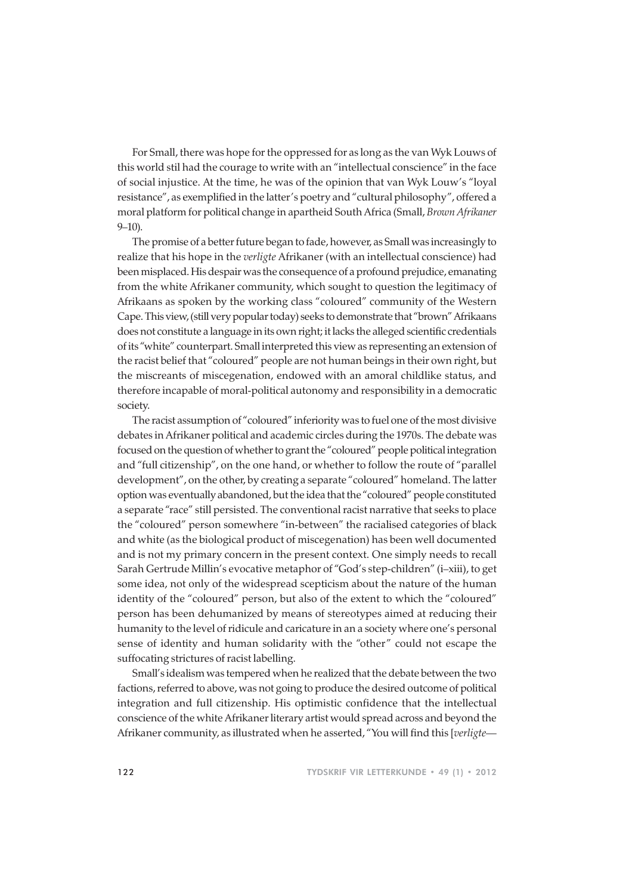For Small, there was hope for the oppressed for as long as the van Wyk Louws of this world stil had the courage to write with an "intellectual conscience" in the face of social injustice. At the time, he was of the opinion that van Wyk Louw's "loyal resistance", as exemplified in the latter's poetry and "cultural philosophy", offered a moral platform for political change in apartheid South Africa (Small, *Brown Afrikaner* 9–10).

The promise of a better future began to fade, however, as Small was increasingly to realize that his hope in the *verligte* Afrikaner (with an intellectual conscience) had been misplaced. His despair was the consequence of a profound prejudice, emanating from the white Afrikaner community, which sought to question the legitimacy of Afrikaans as spoken by the working class "coloured" community of the Western Cape. This view, (still very popular today) seeks to demonstrate that "brown" Afrikaans does not constitute a language in its own right; it lacks the alleged scientific credentials of its "white" counterpart. Small interpreted this view as representing an extension of the racist belief that "coloured" people are not human beings in their own right, but the miscreants of miscegenation, endowed with an amoral childlike status, and therefore incapable of moral-political autonomy and responsibility in a democratic society.

The racist assumption of "coloured" inferiority was to fuel one of the most divisive debates in Afrikaner political and academic circles during the 1970s. The debate was focused on the question of whether to grant the "coloured" people political integration and "full citizenship", on the one hand, or whether to follow the route of "parallel development", on the other, by creating a separate "coloured" homeland. The latter option was eventually abandoned, but the idea that the "coloured" people constituted a separate "race" still persisted. The conventional racist narrative that seeks to place the "coloured" person somewhere "in-between" the racialised categories of black and white (as the biological product of miscegenation) has been well documented and is not my primary concern in the present context. One simply needs to recall Sarah Gertrude Millin's evocative metaphor of "God's step-children" (i–xiii), to get some idea, not only of the widespread scepticism about the nature of the human identity of the "coloured" person, but also of the extent to which the "coloured" person has been dehumanized by means of stereotypes aimed at reducing their humanity to the level of ridicule and caricature in an a society where one's personal sense of identity and human solidarity with the "other" could not escape the suffocating strictures of racist labelling.

Small's idealism was tempered when he realized that the debate between the two factions, referred to above, was not going to produce the desired outcome of political integration and full citizenship. His optimistic confidence that the intellectual conscience of the white Afrikaner literary artist would spread across and beyond the Afrikaner community, as illustrated when he asserted, "You will find this [*verligte*—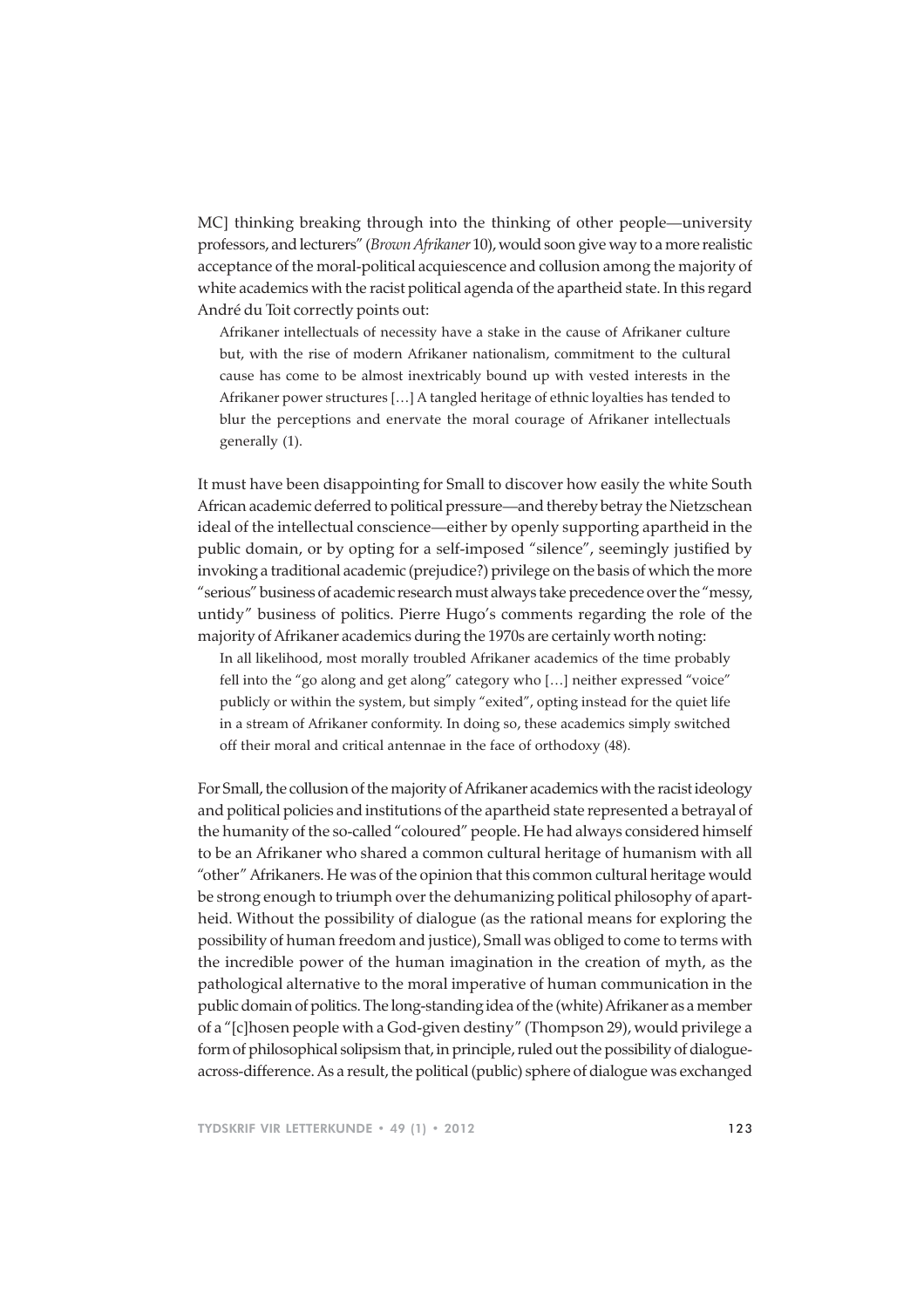MC] thinking breaking through into the thinking of other people—university professors, and lecturers" (*Brown Afrikaner* 10), would soon give way to a more realistic acceptance of the moral-political acquiescence and collusion among the majority of white academics with the racist political agenda of the apartheid state. In this regard André du Toit correctly points out:

> Afrikaner intellectuals of necessity have a stake in the cause of Afrikaner culture but, with the rise of modern Afrikaner nationalism, commitment to the cultural cause has come to be almost inextricably bound up with vested interests in the Afrikaner power structures […] A tangled heritage of ethnic loyalties has tended to blur the perceptions and enervate the moral courage of Afrikaner intellectuals generally (1).

It must have been disappointing for Small to discover how easily the white South African academic deferred to political pressure—and thereby betray the Nietzschean ideal of the intellectual conscience—either by openly supporting apartheid in the public domain, or by opting for a self-imposed "silence", seemingly justified by invoking a traditional academic (prejudice?) privilege on the basis of which the more "serious" business of academic research must always take precedence over the "messy, untidy" business of politics. Pierre Hugo's comments regarding the role of the majority of Afrikaner academics during the 1970s are certainly worth noting:

> In all likelihood, most morally troubled Afrikaner academics of the time probably fell into the "go along and get along" category who […] neither expressed "voice" publicly or within the system, but simply "exited", opting instead for the quiet life in a stream of Afrikaner conformity. In doing so, these academics simply switched off their moral and critical antennae in the face of orthodoxy (48).

For Small, the collusion of the majority of Afrikaner academics with the racist ideology and political policies and institutions of the apartheid state represented a betrayal of the humanity of the so-called "coloured" people. He had always considered himself to be an Afrikaner who shared a common cultural heritage of humanism with all "other" Afrikaners. He was of the opinion that this common cultural heritage would be strong enough to triumph over the dehumanizing political philosophy of apartheid. Without the possibility of dialogue (as the rational means for exploring the possibility of human freedom and justice), Small was obliged to come to terms with the incredible power of the human imagination in the creation of myth, as the pathological alternative to the moral imperative of human communication in the public domain of politics. The long-standing idea of the (white) Afrikaner as a member of a "[c]hosen people with a God-given destiny" (Thompson 29), would privilege a form of philosophical solipsism that, in principle, ruled out the possibility of dialogue-across-difference. As a result, the political (public) sphere of dialogue was exchanged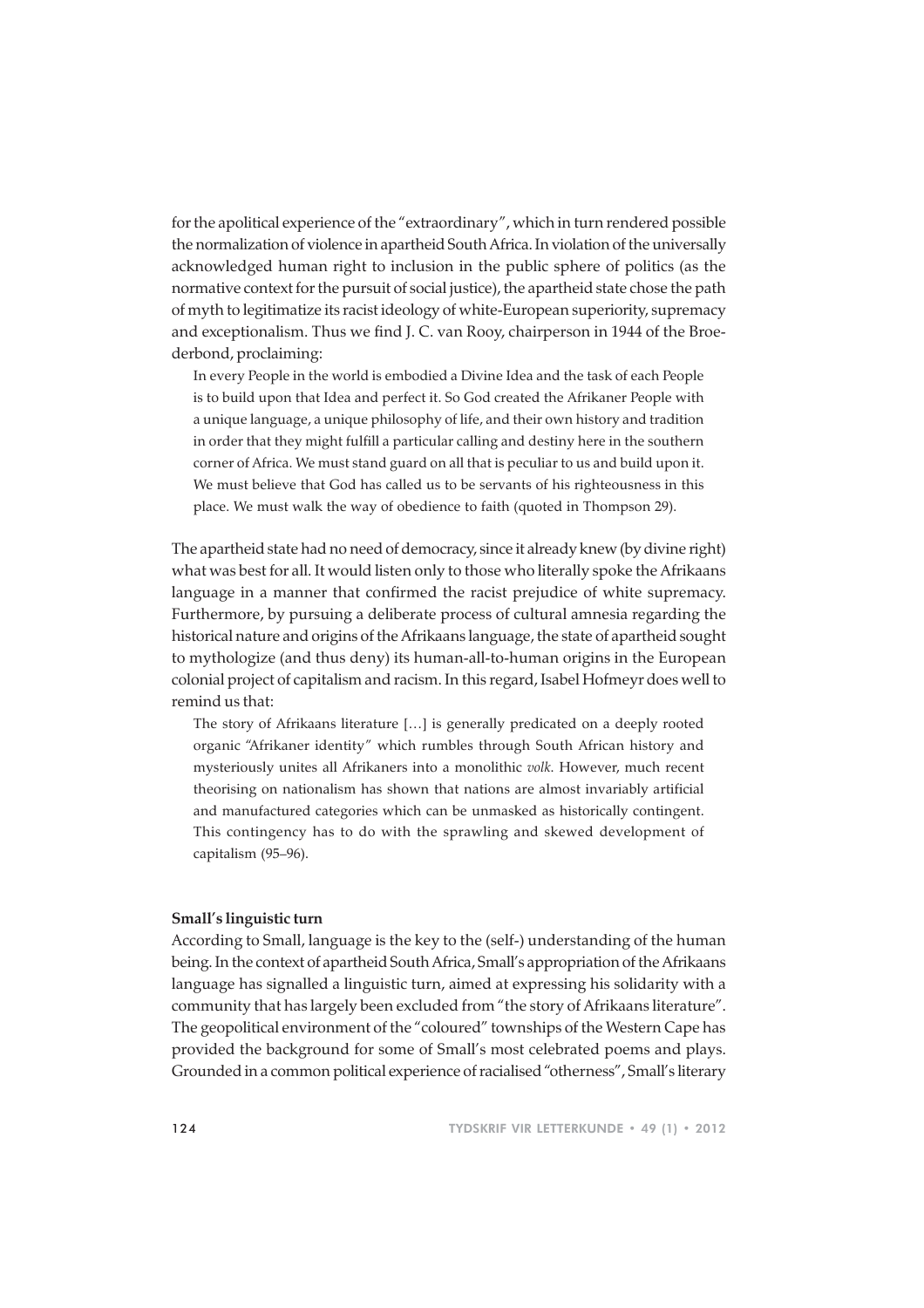for the apolitical experience of the "extraordinary", which in turn rendered possible the normalization of violence in apartheid South Africa. In violation of the universally acknowledged human right to inclusion in the public sphere of politics (as the normative context for the pursuit of social justice), the apartheid state chose the path of myth to legitimatize its racist ideology of white-European superiority, supremacy and exceptionalism. Thus we find J. C. van Rooy, chairperson in 1944 of the Broederbond, proclaiming:

> In every People in the world is embodied a Divine Idea and the task of each People is to build upon that Idea and perfect it. So God created the Afrikaner People with a unique language, a unique philosophy of life, and their own history and tradition in order that they might fulfill a particular calling and destiny here in the southern corner of Africa. We must stand guard on all that is peculiar to us and build upon it. We must believe that God has called us to be servants of his righteousness in this place. We must walk the way of obedience to faith (quoted in Thompson 29).

The apartheid state had no need of democracy, since it already knew (by divine right) what was best for all. It would listen only to those who literally spoke the Afrikaans language in a manner that confirmed the racist prejudice of white supremacy. Furthermore, by pursuing a deliberate process of cultural amnesia regarding the historical nature and origins of the Afrikaans language, the state of apartheid sought to mythologize (and thus deny) its human-all-to-human origins in the European colonial project of capitalism and racism. In this regard, Isabel Hofmeyr does well to remind us that:

> The story of Afrikaans literature […] is generally predicated on a deeply rooted organic "Afrikaner identity" which rumbles through South African history and mysteriously unites all Afrikaners into a monolithic *volk*. However, much recent theorising on nationalism has shown that nations are almost invariably artificial and manufactured categories which can be unmasked as historically contingent. This contingency has to do with the sprawling and skewed development of capitalism (95–96).

**Small's linguistic turn**

According to Small, language is the key to the (self-) understanding of the human being. In the context of apartheid South Africa, Small's appropriation of the Afrikaans language has signalled a linguistic turn, aimed at expressing his solidarity with a community that has largely been excluded from "the story of Afrikaans literature". The geopolitical environment of the "coloured" townships of the Western Cape has provided the background for some of Small's most celebrated poems and plays. Grounded in a common political experience of racialised "otherness", Small's literary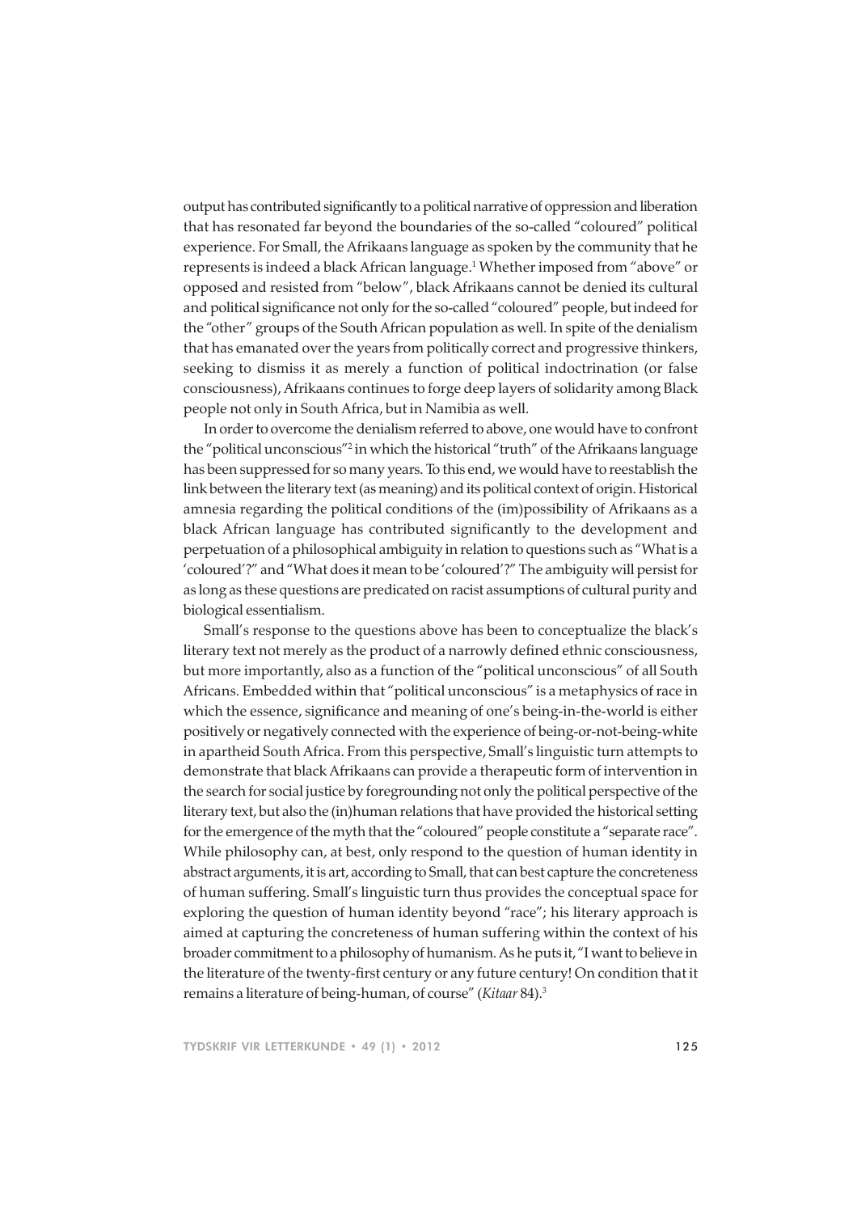output has contributed significantly to a political narrative of oppression and liberation that has resonated far beyond the boundaries of the so-called "coloured" political experience. For Small, the Afrikaans language as spoken by the community that he represents is indeed a black African language.[1] Whether imposed from "above" or opposed and resisted from "below", black Afrikaans cannot be denied its cultural and political significance not only for the so-called "coloured" people, but indeed for the "other" groups of the South African population as well. In spite of the denialism that has emanated over the years from politically correct and progressive thinkers, seeking to dismiss it as merely a function of political indoctrination (or false consciousness), Afrikaans continues to forge deep layers of solidarity among Black people not only in South Africa, but in Namibia as well.

In order to overcome the denialism referred to above, one would have to confront the "political unconscious"[2] in which the historical "truth" of the Afrikaans language has been suppressed for so many years. To this end, we would have to reestablish the link between the literary text (as meaning) and its political context of origin. Historical amnesia regarding the political conditions of the (im)possibility of Afrikaans as a black African language has contributed significantly to the development and perpetuation of a philosophical ambiguity in relation to questions such as "What is a 'coloured'?" and "What does it mean to be 'coloured'?" The ambiguity will persist for as long as these questions are predicated on racist assumptions of cultural purity and biological essentialism.

Small's response to the questions above has been to conceptualize the black's literary text not merely as the product of a narrowly defined ethnic consciousness, but more importantly, also as a function of the "political unconscious" of all South Africans. Embedded within that "political unconscious" is a metaphysics of race in which the essence, significance and meaning of one's being-in-the-world is either positively or negatively connected with the experience of being-or-not-being-white in apartheid South Africa. From this perspective, Small's linguistic turn attempts to demonstrate that black Afrikaans can provide a therapeutic form of intervention in the search for social justice by foregrounding not only the political perspective of the literary text, but also the (in)human relations that have provided the historical setting for the emergence of the myth that the "coloured" people constitute a "separate race". While philosophy can, at best, only respond to the question of human identity in abstract arguments, it is art, according to Small, that can best capture the concreteness of human suffering. Small's linguistic turn thus provides the conceptual space for exploring the question of human identity beyond "race"; his literary approach is aimed at capturing the concreteness of human suffering within the context of his broader commitment to a philosophy of humanism. As he puts it, "I want to believe in the literature of the twenty-first century or any future century! On condition that it remains a literature of being-human, of course" (*Kitaar* 84).[3]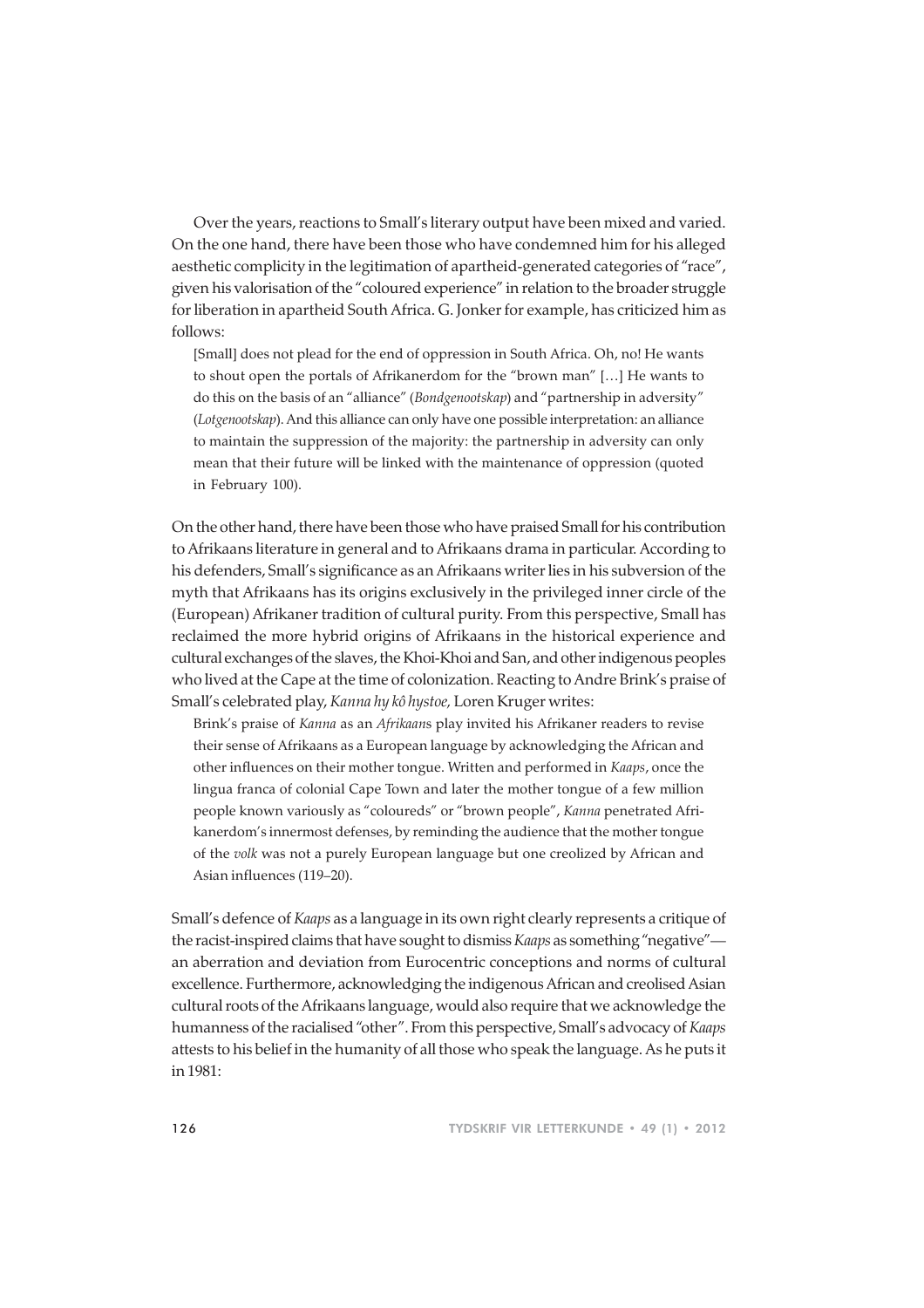Over the years, reactions to Small's literary output have been mixed and varied. On the one hand, there have been those who have condemned him for his alleged aesthetic complicity in the legitimation of apartheid-generated categories of "race", given his valorisation of the "coloured experience" in relation to the broader struggle for liberation in apartheid South Africa. G. Jonker for example, has criticized him as follows:

> [Small] does not plead for the end of oppression in South Africa. Oh, no! He wants to shout open the portals of Afrikanerdom for the "brown man" […] He wants to do this on the basis of an "alliance" (*Bondgenootskap*) and "partnership in adversity" (*Lotgenootskap*). And this alliance can only have one possible interpretation: an alliance to maintain the suppression of the majority: the partnership in adversity can only mean that their future will be linked with the maintenance of oppression (quoted in February 100).

On the other hand, there have been those who have praised Small for his contribution to Afrikaans literature in general and to Afrikaans drama in particular. According to his defenders, Small's significance as an Afrikaans writer lies in his subversion of the myth that Afrikaans has its origins exclusively in the privileged inner circle of the (European) Afrikaner tradition of cultural purity. From this perspective, Small has reclaimed the more hybrid origins of Afrikaans in the historical experience and cultural exchanges of the slaves, the Khoi-Khoi and San, and other indigenous peoples who lived at the Cape at the time of colonization. Reacting to Andre Brink's praise of Small's celebrated play, *Kanna hy kô hystoe,* Loren Kruger writes:

> Brink's praise of *Kanna* as an *Afrikaan*s play invited his Afrikaner readers to revise their sense of Afrikaans as a European language by acknowledging the African and other influences on their mother tongue. Written and performed in *Kaaps*, once the lingua franca of colonial Cape Town and later the mother tongue of a few million people known variously as "coloureds" or "brown people", *Kanna* penetrated Afrikanerdom's innermost defenses, by reminding the audience that the mother tongue of the *volk* was not a purely European language but one creolized by African and Asian influences (119–20).

Small's defence of *Kaaps* as a language in its own right clearly represents a critique of the racist-inspired claims that have sought to dismiss *Kaaps* as something "negative"—an aberration and deviation from Eurocentric conceptions and norms of cultural excellence. Furthermore, acknowledging the indigenous African and creolised Asian cultural roots of the Afrikaans language, would also require that we acknowledge the humanness of the racialised "other". From this perspective, Small's advocacy of *Kaaps* attests to his belief in the humanity of all those who speak the language. As he puts it in 1981: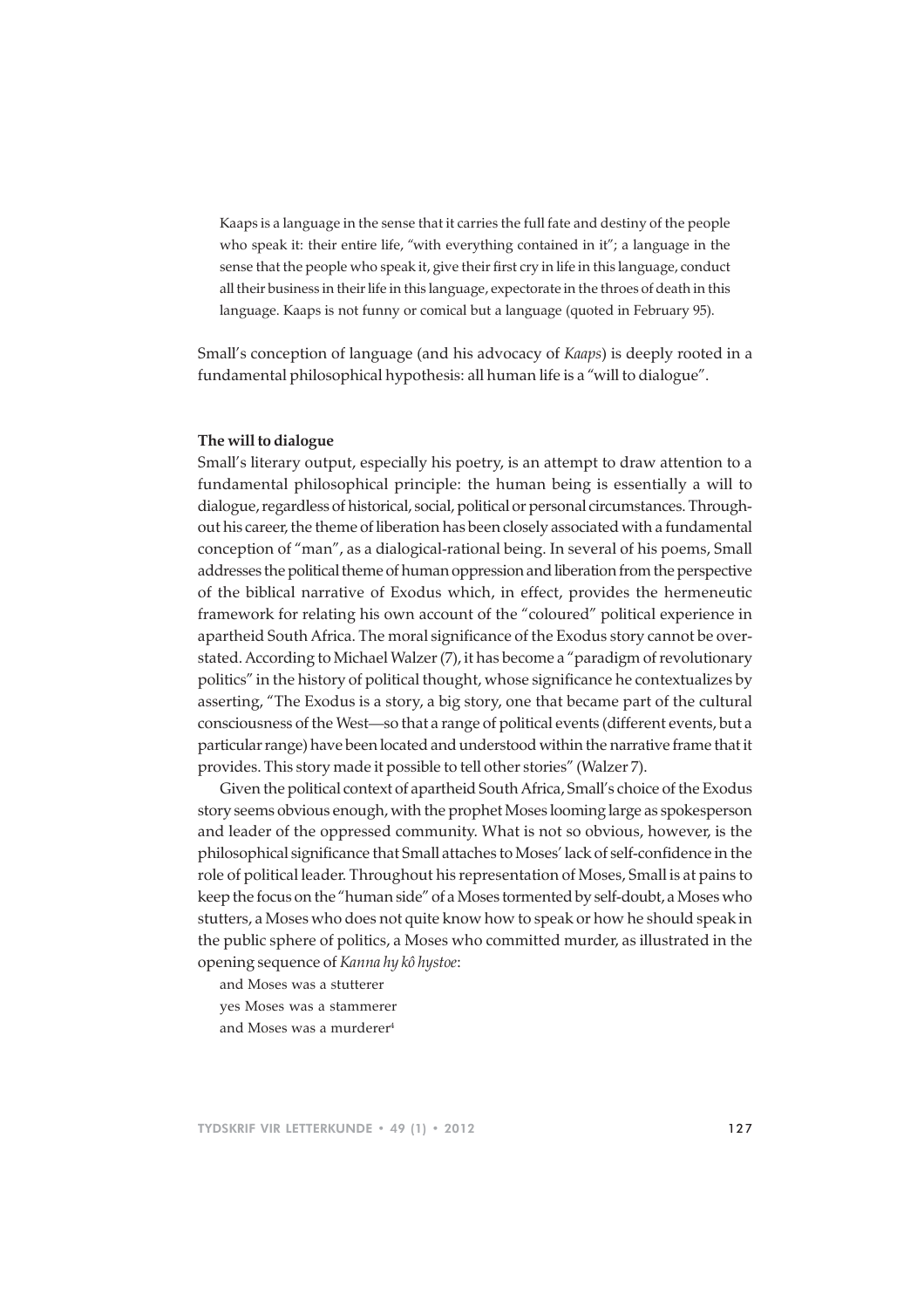> Kaaps is a language in the sense that it carries the full fate and destiny of the people who speak it: their entire life, "with everything contained in it"; a language in the sense that the people who speak it, give their first cry in life in this language, conduct all their business in their life in this language, expectorate in the throes of death in this language. Kaaps is not funny or comical but a language (quoted in February 95).

Small's conception of language (and his advocacy of *Kaaps*) is deeply rooted in a fundamental philosophical hypothesis: all human life is a "will to dialogue".

**The will to dialogue**

Small's literary output, especially his poetry, is an attempt to draw attention to a fundamental philosophical principle: the human being is essentially a will to dialogue, regardless of historical, social, political or personal circumstances. Throughout his career, the theme of liberation has been closely associated with a fundamental conception of "man", as a dialogical-rational being. In several of his poems, Small addresses the political theme of human oppression and liberation from the perspective of the biblical narrative of Exodus which, in effect, provides the hermeneutic framework for relating his own account of the "coloured" political experience in apartheid South Africa. The moral significance of the Exodus story cannot be overstated. According to Michael Walzer (7), it has become a "paradigm of revolutionary politics" in the history of political thought, whose significance he contextualizes by asserting, "The Exodus is a story, a big story, one that became part of the cultural consciousness of the West—so that a range of political events (different events, but a particular range) have been located and understood within the narrative frame that it provides. This story made it possible to tell other stories" (Walzer 7).

Given the political context of apartheid South Africa, Small's choice of the Exodus story seems obvious enough, with the prophet Moses looming large as spokesperson and leader of the oppressed community. What is not so obvious, however, is the philosophical significance that Small attaches to Moses' lack of self-confidence in the role of political leader. Throughout his representation of Moses, Small is at pains to keep the focus on the "human side" of a Moses tormented by self-doubt, a Moses who stutters, a Moses who does not quite know how to speak or how he should speak in the public sphere of politics, a Moses who committed murder, as illustrated in the opening sequence of *Kanna hy kô hystoe*:

> and Moses was a stutterer
> yes Moses was a stammerer
> and Moses was a murderer[4]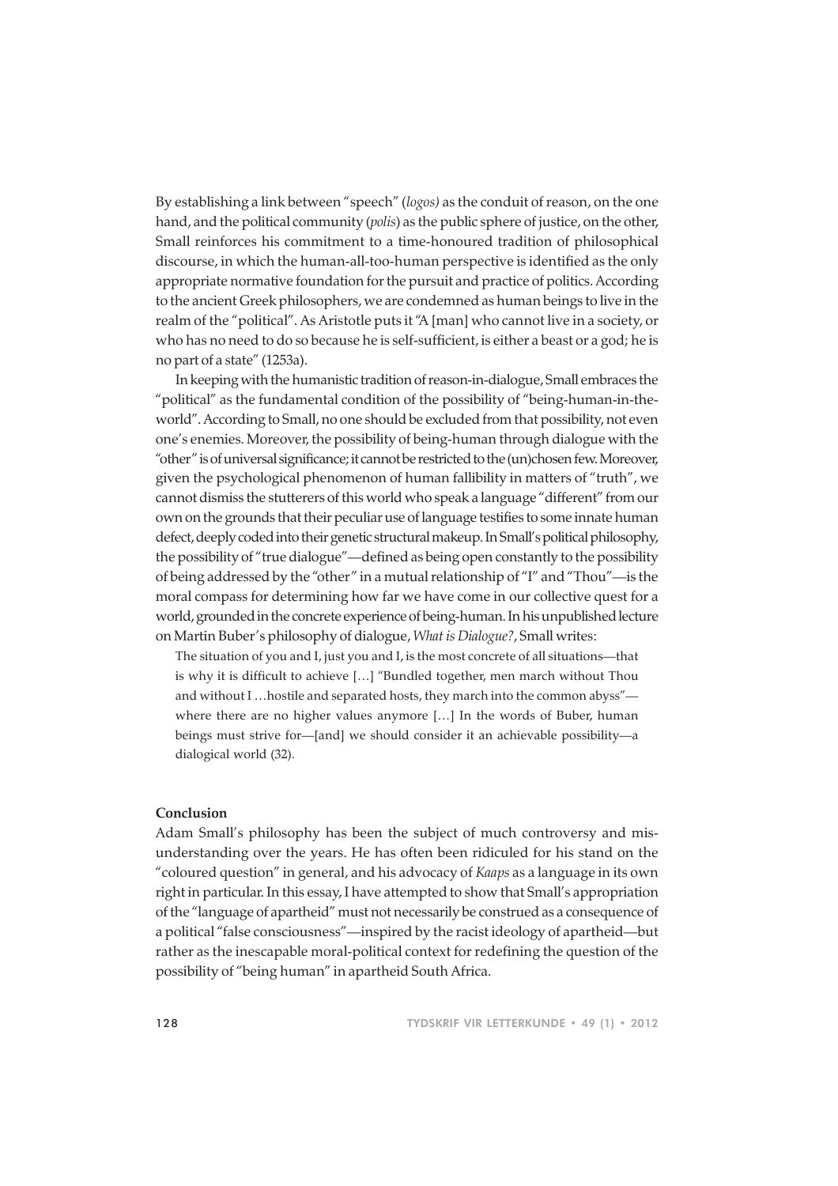By establishing a link between "speech" (*logos)* as the conduit of reason, on the one hand, and the political community (*polis*) as the public sphere of justice, on the other, Small reinforces his commitment to a time-honoured tradition of philosophical discourse, in which the human-all-too-human perspective is identified as the only appropriate normative foundation for the pursuit and practice of politics. According to the ancient Greek philosophers, we are condemned as human beings to live in the realm of the "political". As Aristotle puts it "A [man] who cannot live in a society, or who has no need to do so because he is self-sufficient, is either a beast or a god; he is no part of a state" (1253a).

In keeping with the humanistic tradition of reason-in-dialogue, Small embraces the "political" as the fundamental condition of the possibility of "being-human-in-the-world". According to Small, no one should be excluded from that possibility, not even one's enemies. Moreover, the possibility of being-human through dialogue with the "other" is of universal significance; it cannot be restricted to the (un)chosen few. Moreover, given the psychological phenomenon of human fallibility in matters of "truth", we cannot dismiss the stutterers of this world who speak a language "different" from our own on the grounds that their peculiar use of language testifies to some innate human defect, deeply coded into their genetic structural makeup. In Small's political philosophy, the possibility of "true dialogue"—defined as being open constantly to the possibility of being addressed by the "other" in a mutual relationship of "I" and "Thou"—is the moral compass for determining how far we have come in our collective quest for a world, grounded in the concrete experience of being-human. In his unpublished lecture on Martin Buber's philosophy of dialogue, *What is Dialogue?*, Small writes:

> The situation of you and I, just you and I, is the most concrete of all situations—that is why it is difficult to achieve […] "Bundled together, men march without Thou and without I …hostile and separated hosts, they march into the common abyss"—where there are no higher values anymore […] In the words of Buber, human beings must strive for—[and] we should consider it an achievable possibility—a dialogical world (32).

**Conclusion**

Adam Small's philosophy has been the subject of much controversy and misunderstanding over the years. He has often been ridiculed for his stand on the "coloured question" in general, and his advocacy of *Kaaps* as a language in its own right in particular. In this essay, I have attempted to show that Small's appropriation of the "language of apartheid" must not necessarily be construed as a consequence of a political "false consciousness"—inspired by the racist ideology of apartheid—but rather as the inescapable moral-political context for redefining the question of the possibility of "being human" in apartheid South Africa.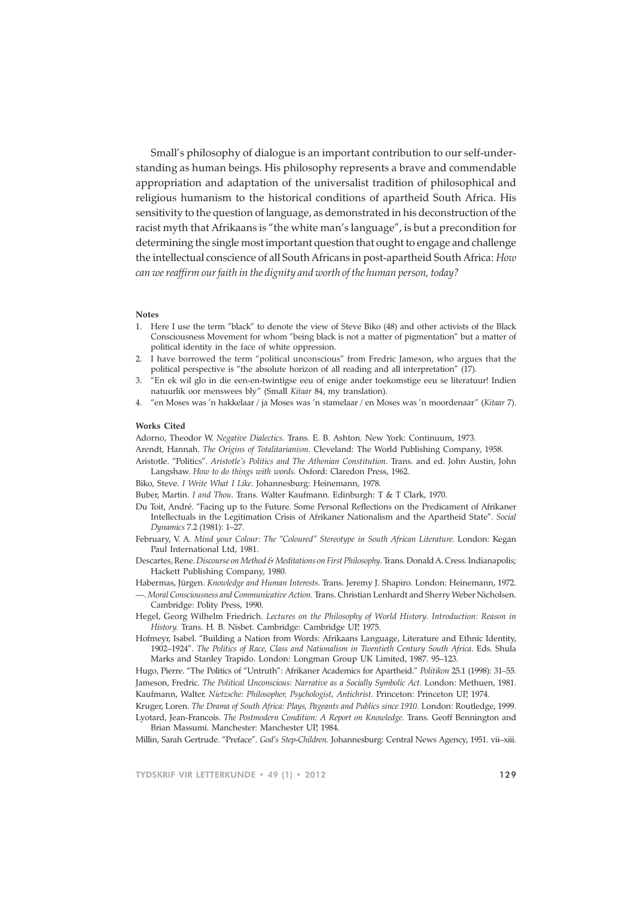Small's philosophy of dialogue is an important contribution to our self-understanding as human beings. His philosophy represents a brave and commendable appropriation and adaptation of the universalist tradition of philosophical and religious humanism to the historical conditions of apartheid South Africa. His sensitivity to the question of language, as demonstrated in his deconstruction of the racist myth that Afrikaans is "the white man's language", is but a precondition for determining the single most important question that ought to engage and challenge the intellectual conscience of all South Africans in post-apartheid South Africa: *How can we reaffirm our faith in the dignity and worth of the human person, today?*

#### Notes

1. Here I use the term "black" to denote the view of Steve Biko (48) and other activists of the Black Consciousness Movement for whom "being black is not a matter of pigmentation" but a matter of political identity in the face of white oppression.
2. I have borrowed the term "political unconscious" from Fredric Jameson, who argues that the political perspective is "the absolute horizon of all reading and all interpretation" (17).
3. "En ek wil glo in die een-en-twintigse eeu of enige ander toekomstige eeu se literatuur! Indien natuurlik oor menswees bly" (Small *Kitaar* 84, my translation).
4. "en Moses was 'n hakkelaar / ja Moses was 'n stamelaar / en Moses was 'n moordenaar" (*Kitaar* 7).

#### Works Cited

Adorno, Theodor W. *Negative Dialectics.* Trans. E. B. Ashton. New York: Continuum, 1973.

Arendt, Hannah. *The Origins of Totalitarianism.* Cleveland: The World Publishing Company, 1958.

Aristotle. "Politics". *Aristotle's Politics and The Athenian Constitution*. Trans. and ed. John Austin, John Langshaw. *How to do things with words.* Oxford: Claredon Press, 1962.

Biko, Steve. *I Write What I Like*. Johannesburg: Heinemann, 1978.

Buber, Martin. *I and Thou*. Trans. Walter Kaufmann. Edinburgh: T & T Clark, 1970.

Du Toit, André. "Facing up to the Future. Some Personal Reflections on the Predicament of Afrikaner Intellectuals in the Legitimation Crisis of Afrikaner Nationalism and the Apartheid State". *Social Dynamics* 7.2 (1981): 1–27.

February, V. A. *Mind your Colour: The "Coloured" Stereotype in South African Literature*. London: Kegan Paul International Ltd, 1981.

Descartes, Rene. *Discourse on Method & Meditations on First Philosophy*. Trans. Donald A. Cress. Indianapolis; Hackett Publishing Company, 1980.

Habermas, Jürgen. *Knowledge and Human Interests*. Trans. Jeremy J. Shapiro. London: Heinemann, 1972.

—. *Moral Consciousness and Communicative Action.* Trans. Christian Lenhardt and Sherry Weber Nicholsen. Cambridge: Polity Press, 1990.

Hegel, Georg Wilhelm Friedrich. *Lectures on the Philosophy of World History. Introduction: Reason in History.* Trans. H. B. Nisbet. Cambridge: Cambridge UP, 1975.

Hofmeyr, Isabel. "Building a Nation from Words: Afrikaans Language, Literature and Ethnic Identity, 1902–1924". *The Politics of Race, Class and Nationalism in Twentieth Century South Africa*. Eds. Shula Marks and Stanley Trapido. London: Longman Group UK Limited, 1987. 95–123.

Hugo, Pierre. "The Politics of "Untruth": Afrikaner Academics for Apartheid." *Politikon* 25.1 (1998): 31–55.

Jameson, Fredric. *The Political Unconscious: Narrative as a Socially Symbolic Act.* London: Methuen, 1981.

Kaufmann, Walter. *Nietzsche: Philosopher, Psychologist, Antichrist.* Princeton: Princeton UP, 1974.

Kruger, Loren. *The Drama of South Africa: Plays, Pageants and Publics since 1910.* London: Routledge, 1999.

Lyotard, Jean-Francois. *The Postmodern Condition: A Report on Knowledge.* Trans. Geoff Bennington and Brian Massumi. Manchester: Manchester UP, 1984.

Millin, Sarah Gertrude. "Preface". *God's Step-Children.* Johannesburg: Central News Agency, 1951. vii–xiii.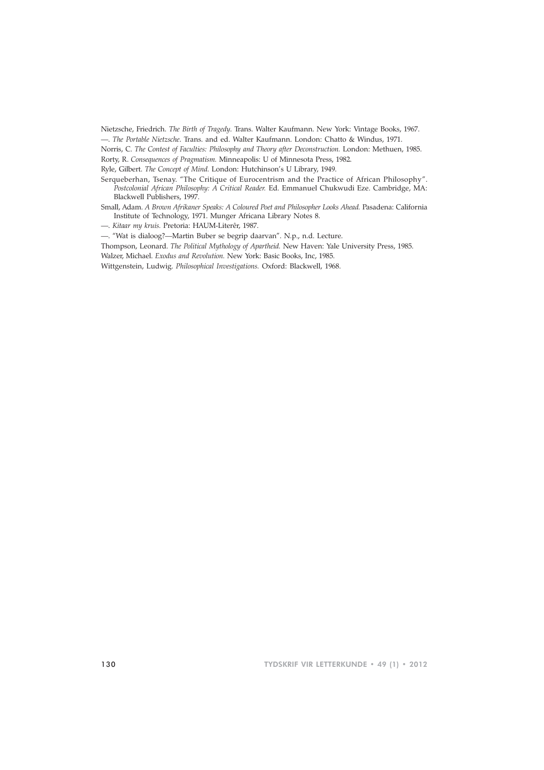Nietzsche, Friedrich. *The Birth of Tragedy*. Trans. Walter Kaufmann. New York: Vintage Books, 1967.

—. *The Portable Nietzsche*. Trans. and ed. Walter Kaufmann. London: Chatto & Windus, 1971.

Norris, C. *The Contest of Faculties: Philosophy and Theory after Deconstruction.* London: Methuen, 1985.

Rorty, R. *Consequences of Pragmatism.* Minneapolis: U of Minnesota Press, 1982.

Ryle, Gilbert. *The Concept of Mind.* London: Hutchinson's U Library, 1949.

Serqueberhan, Tsenay. "The Critique of Eurocentrism and the Practice of African Philosophy". *Postcolonial African Philosophy: A Critical Reader.* Ed. Emmanuel Chukwudi Eze. Cambridge, MA: Blackwell Publishers, 1997.

Small, Adam. *A Brown Afrikaner Speaks: A Coloured Poet and Philosopher Looks Ahead.* Pasadena: California Institute of Technology, 1971. Munger Africana Library Notes 8.

—. *Kitaar my kruis.* Pretoria: HAUM-Literêr, 1987.

—. "Wat is dialoog?—Martin Buber se begrip daarvan". N.p., n.d. Lecture.

Thompson, Leonard. *The Political Mythology of Apartheid.* New Haven: Yale University Press, 1985.

Walzer, Michael. *Exodus and Revolution.* New York: Basic Books, Inc, 1985.

Wittgenstein, Ludwig. *Philosophical Investigations.* Oxford: Blackwell, 1968.